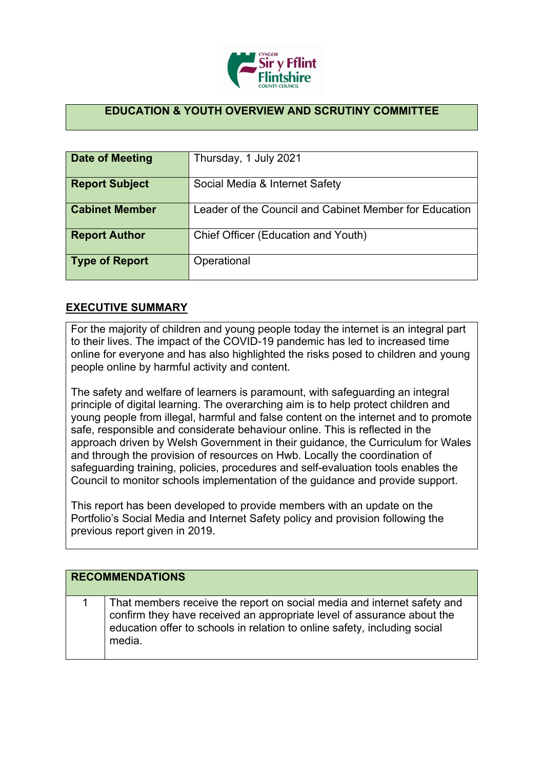# EDUCATION & YOUTH OVERVIEW AND SCRUTINY COMMITTEE

| **Date of Meeting** | Thursday, 1 July 2021 |
|---|---|
| **Report Subject** | Social Media & Internet Safety |
| **Cabinet Member** | Leader of the Council and Cabinet Member for Education |
| **Report Author** | Chief Officer (Education and Youth) |
| **Type of Report** | Operational |

## EXECUTIVE SUMMARY

For the majority of children and young people today the internet is an integral part to their lives. The impact of the COVID-19 pandemic has led to increased time online for everyone and has also highlighted the risks posed to children and young people online by harmful activity and content.

The safety and welfare of learners is paramount, with safeguarding an integral principle of digital learning. The overarching aim is to help protect children and young people from illegal, harmful and false content on the internet and to promote safe, responsible and considerate behaviour online. This is reflected in the approach driven by Welsh Government in their guidance, the Curriculum for Wales and through the provision of resources on Hwb. Locally the coordination of safeguarding training, policies, procedures and self-evaluation tools enables the Council to monitor schools implementation of the guidance and provide support.

This report has been developed to provide members with an update on the Portfolio's Social Media and Internet Safety policy and provision following the previous report given in 2019.

| **RECOMMENDATIONS** | |
|---|---|
| 1 | That members receive the report on social media and internet safety and confirm they have received an appropriate level of assurance about the education offer to schools in relation to online safety, including social media. |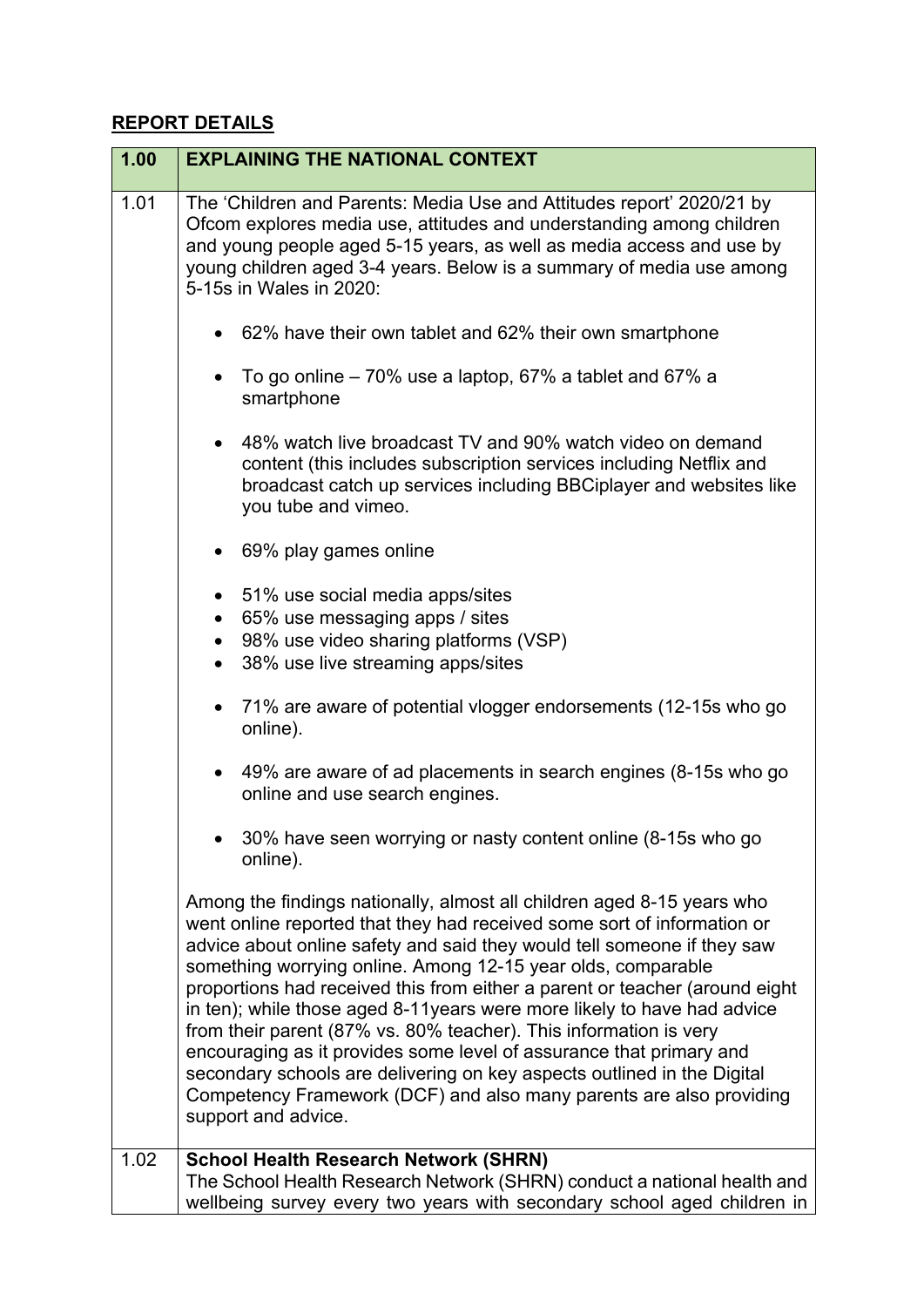## REPORT DETAILS

| 1.00 | EXPLAINING THE NATIONAL CONTEXT |
|---|---|
| 1.01 | The 'Children and Parents: Media Use and Attitudes report' 2020/21 by Ofcom explores media use, attitudes and understanding among children and young people aged 5-15 years, as well as media access and use by young children aged 3-4 years. Below is a summary of media use among 5-15s in Wales in 2020:<br><br>• 62% have their own tablet and 62% their own smartphone<br><br>• To go online – 70% use a laptop, 67% a tablet and 67% a smartphone<br><br>• 48% watch live broadcast TV and 90% watch video on demand content (this includes subscription services including Netflix and broadcast catch up services including BBCiplayer and websites like you tube and vimeo.<br><br>• 69% play games online<br><br>• 51% use social media apps/sites<br>• 65% use messaging apps / sites<br>• 98% use video sharing platforms (VSP)<br>• 38% use live streaming apps/sites<br><br>• 71% are aware of potential vlogger endorsements (12-15s who go online).<br><br>• 49% are aware of ad placements in search engines (8-15s who go online and use search engines.<br><br>• 30% have seen worrying or nasty content online (8-15s who go online).<br><br>Among the findings nationally, almost all children aged 8-15 years who went online reported that they had received some sort of information or advice about online safety and said they would tell someone if they saw something worrying online. Among 12-15 year olds, comparable proportions had received this from either a parent or teacher (around eight in ten); while those aged 8-11years were more likely to have had advice from their parent (87% vs. 80% teacher). This information is very encouraging as it provides some level of assurance that primary and secondary schools are delivering on key aspects outlined in the Digital Competency Framework (DCF) and also many parents are also providing support and advice. |
| 1.02 | **School Health Research Network (SHRN)**<br>The School Health Research Network (SHRN) conduct a national health and wellbeing survey every two years with secondary school aged children in |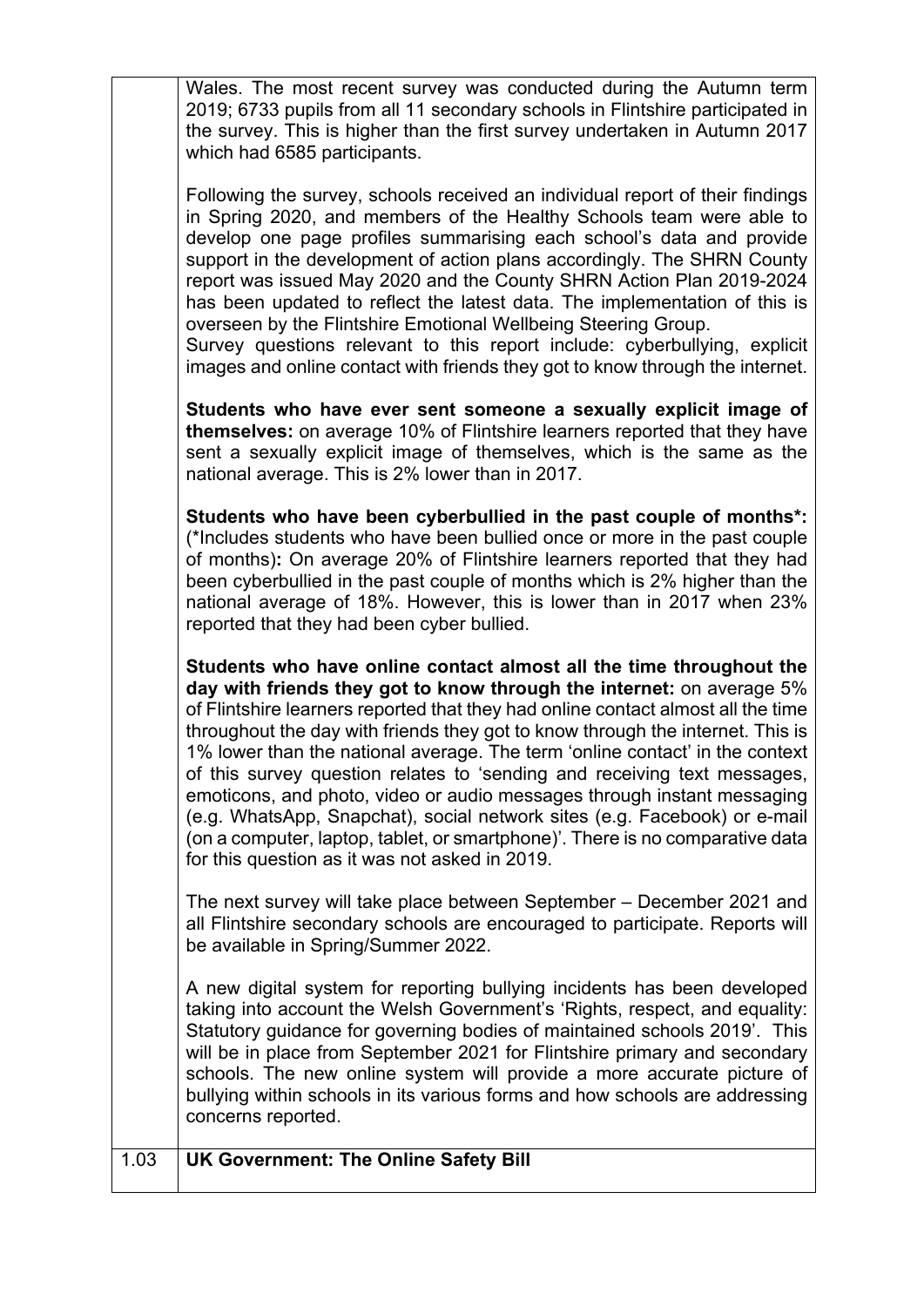Wales. The most recent survey was conducted during the Autumn term 2019; 6733 pupils from all 11 secondary schools in Flintshire participated in the survey. This is higher than the first survey undertaken in Autumn 2017 which had 6585 participants.

Following the survey, schools received an individual report of their findings in Spring 2020, and members of the Healthy Schools team were able to develop one page profiles summarising each school's data and provide support in the development of action plans accordingly. The SHRN County report was issued May 2020 and the County SHRN Action Plan 2019-2024 has been updated to reflect the latest data. The implementation of this is overseen by the Flintshire Emotional Wellbeing Steering Group.
Survey questions relevant to this report include: cyberbullying, explicit images and online contact with friends they got to know through the internet.

**Students who have ever sent someone a sexually explicit image of themselves:** on average 10% of Flintshire learners reported that they have sent a sexually explicit image of themselves, which is the same as the national average. This is 2% lower than in 2017.

**Students who have been cyberbullied in the past couple of months*:** (*Includes students who have been bullied once or more in the past couple of months)**:** On average 20% of Flintshire learners reported that they had been cyberbullied in the past couple of months which is 2% higher than the national average of 18%. However, this is lower than in 2017 when 23% reported that they had been cyber bullied.

**Students who have online contact almost all the time throughout the day with friends they got to know through the internet:** on average 5% of Flintshire learners reported that they had online contact almost all the time throughout the day with friends they got to know through the internet. This is 1% lower than the national average. The term 'online contact' in the context of this survey question relates to 'sending and receiving text messages, emoticons, and photo, video or audio messages through instant messaging (e.g. WhatsApp, Snapchat), social network sites (e.g. Facebook) or e-mail (on a computer, laptop, tablet, or smartphone)'. There is no comparative data for this question as it was not asked in 2019.

The next survey will take place between September – December 2021 and all Flintshire secondary schools are encouraged to participate. Reports will be available in Spring/Summer 2022.

A new digital system for reporting bullying incidents has been developed taking into account the Welsh Government's 'Rights, respect, and equality: Statutory guidance for governing bodies of maintained schools 2019'. This will be in place from September 2021 for Flintshire primary and secondary schools. The new online system will provide a more accurate picture of bullying within schools in its various forms and how schools are addressing concerns reported.

1.03 **UK Government: The Online Safety Bill**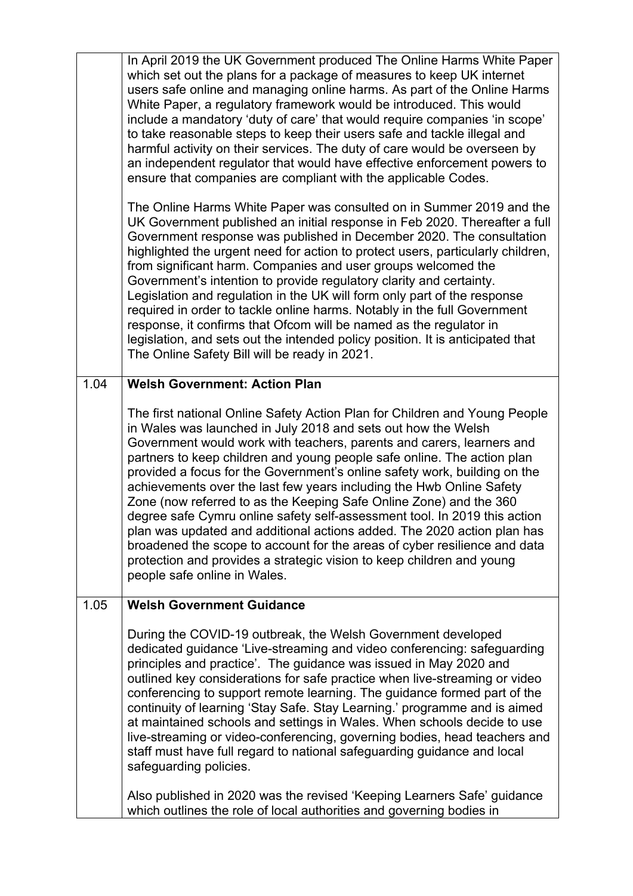| | |
|---|---|
| | In April 2019 the UK Government produced The Online Harms White Paper which set out the plans for a package of measures to keep UK internet users safe online and managing online harms. As part of the Online Harms White Paper, a regulatory framework would be introduced. This would include a mandatory 'duty of care' that would require companies 'in scope' to take reasonable steps to keep their users safe and tackle illegal and harmful activity on their services. The duty of care would be overseen by an independent regulator that would have effective enforcement powers to ensure that companies are compliant with the applicable Codes.<br><br>The Online Harms White Paper was consulted on in Summer 2019 and the UK Government published an initial response in Feb 2020. Thereafter a full Government response was published in December 2020. The consultation highlighted the urgent need for action to protect users, particularly children, from significant harm. Companies and user groups welcomed the Government's intention to provide regulatory clarity and certainty. Legislation and regulation in the UK will form only part of the response required in order to tackle online harms. Notably in the full Government response, it confirms that Ofcom will be named as the regulator in legislation, and sets out the intended policy position. It is anticipated that The Online Safety Bill will be ready in 2021. |
| 1.04 | **Welsh Government: Action Plan**<br><br>The first national Online Safety Action Plan for Children and Young People in Wales was launched in July 2018 and sets out how the Welsh Government would work with teachers, parents and carers, learners and partners to keep children and young people safe online. The action plan provided a focus for the Government's online safety work, building on the achievements over the last few years including the Hwb Online Safety Zone (now referred to as the Keeping Safe Online Zone) and the 360 degree safe Cymru online safety self-assessment tool. In 2019 this action plan was updated and additional actions added. The 2020 action plan has broadened the scope to account for the areas of cyber resilience and data protection and provides a strategic vision to keep children and young people safe online in Wales. |
| 1.05 | **Welsh Government Guidance**<br><br>During the COVID-19 outbreak, the Welsh Government developed dedicated guidance 'Live-streaming and video conferencing: safeguarding principles and practice'. The guidance was issued in May 2020 and outlined key considerations for safe practice when live-streaming or video conferencing to support remote learning. The guidance formed part of the continuity of learning 'Stay Safe. Stay Learning.' programme and is aimed at maintained schools and settings in Wales. When schools decide to use live-streaming or video-conferencing, governing bodies, head teachers and staff must have full regard to national safeguarding guidance and local safeguarding policies.<br><br>Also published in 2020 was the revised 'Keeping Learners Safe' guidance which outlines the role of local authorities and governing bodies in |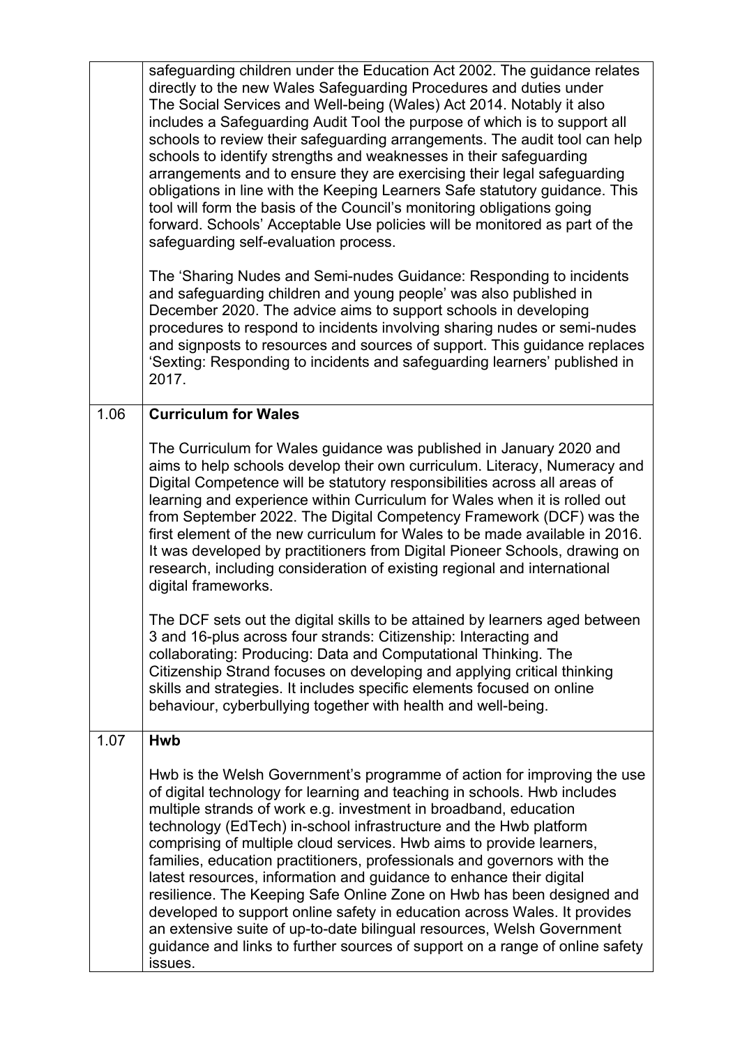|  |  |
|---|---|
|  | safeguarding children under the Education Act 2002. The guidance relates directly to the new Wales Safeguarding Procedures and duties under The Social Services and Well-being (Wales) Act 2014. Notably it also includes a Safeguarding Audit Tool the purpose of which is to support all schools to review their safeguarding arrangements. The audit tool can help schools to identify strengths and weaknesses in their safeguarding arrangements and to ensure they are exercising their legal safeguarding obligations in line with the Keeping Learners Safe statutory guidance. This tool will form the basis of the Council's monitoring obligations going forward. Schools' Acceptable Use policies will be monitored as part of the safeguarding self-evaluation process.<br><br>The 'Sharing Nudes and Semi-nudes Guidance: Responding to incidents and safeguarding children and young people' was also published in December 2020. The advice aims to support schools in developing procedures to respond to incidents involving sharing nudes or semi-nudes and signposts to resources and sources of support. This guidance replaces 'Sexting: Responding to incidents and safeguarding learners' published in 2017. |
| 1.06 | **Curriculum for Wales**<br><br>The Curriculum for Wales guidance was published in January 2020 and aims to help schools develop their own curriculum. Literacy, Numeracy and Digital Competence will be statutory responsibilities across all areas of learning and experience within Curriculum for Wales when it is rolled out from September 2022. The Digital Competency Framework (DCF) was the first element of the new curriculum for Wales to be made available in 2016. It was developed by practitioners from Digital Pioneer Schools, drawing on research, including consideration of existing regional and international digital frameworks.<br><br>The DCF sets out the digital skills to be attained by learners aged between 3 and 16-plus across four strands: Citizenship: Interacting and collaborating: Producing: Data and Computational Thinking. The Citizenship Strand focuses on developing and applying critical thinking skills and strategies. It includes specific elements focused on online behaviour, cyberbullying together with health and well-being. |
| 1.07 | **Hwb**<br><br>Hwb is the Welsh Government's programme of action for improving the use of digital technology for learning and teaching in schools. Hwb includes multiple strands of work e.g. investment in broadband, education technology (EdTech) in-school infrastructure and the Hwb platform comprising of multiple cloud services. Hwb aims to provide learners, families, education practitioners, professionals and governors with the latest resources, information and guidance to enhance their digital resilience. The Keeping Safe Online Zone on Hwb has been designed and developed to support online safety in education across Wales. It provides an extensive suite of up-to-date bilingual resources, Welsh Government guidance and links to further sources of support on a range of online safety issues. |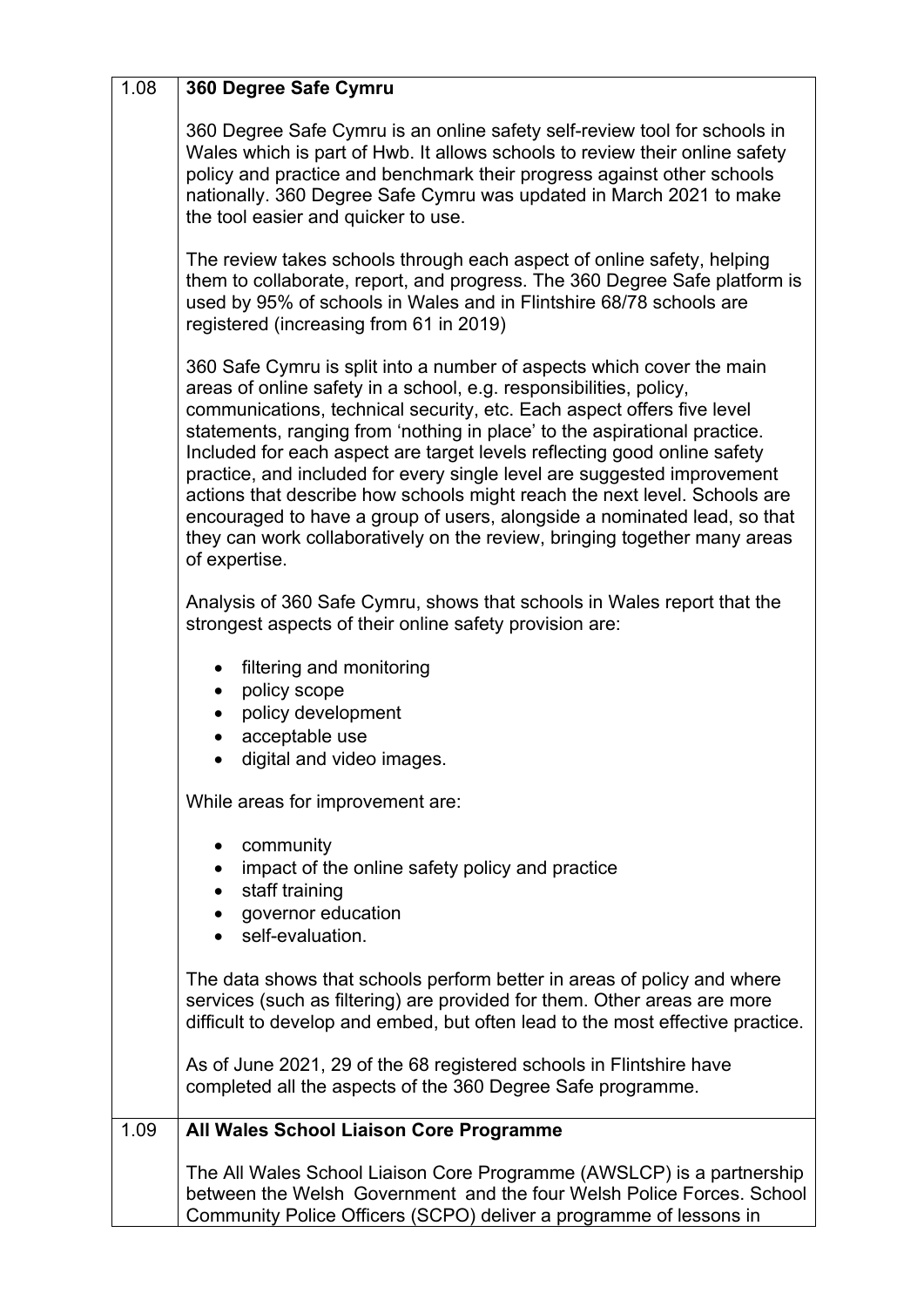| | |
|---|---|
| 1.08 | **360 Degree Safe Cymru**<br><br>360 Degree Safe Cymru is an online safety self-review tool for schools in Wales which is part of Hwb. It allows schools to review their online safety policy and practice and benchmark their progress against other schools nationally. 360 Degree Safe Cymru was updated in March 2021 to make the tool easier and quicker to use.<br><br>The review takes schools through each aspect of online safety, helping them to collaborate, report, and progress. The 360 Degree Safe platform is used by 95% of schools in Wales and in Flintshire 68/78 schools are registered (increasing from 61 in 2019)<br><br>360 Safe Cymru is split into a number of aspects which cover the main areas of online safety in a school, e.g. responsibilities, policy, communications, technical security, etc. Each aspect offers five level statements, ranging from 'nothing in place' to the aspirational practice. Included for each aspect are target levels reflecting good online safety practice, and included for every single level are suggested improvement actions that describe how schools might reach the next level. Schools are encouraged to have a group of users, alongside a nominated lead, so that they can work collaboratively on the review, bringing together many areas of expertise.<br><br>Analysis of 360 Safe Cymru, shows that schools in Wales report that the strongest aspects of their online safety provision are:<br><br>• filtering and monitoring<br>• policy scope<br>• policy development<br>• acceptable use<br>• digital and video images.<br><br>While areas for improvement are:<br><br>• community<br>• impact of the online safety policy and practice<br>• staff training<br>• governor education<br>• self-evaluation.<br><br>The data shows that schools perform better in areas of policy and where services (such as filtering) are provided for them. Other areas are more difficult to develop and embed, but often lead to the most effective practice.<br><br>As of June 2021, 29 of the 68 registered schools in Flintshire have completed all the aspects of the 360 Degree Safe programme. |
| 1.09 | **All Wales School Liaison Core Programme**<br><br>The All Wales School Liaison Core Programme (AWSLCP) is a partnership between the Welsh Government and the four Welsh Police Forces. School Community Police Officers (SCPO) deliver a programme of lessons in |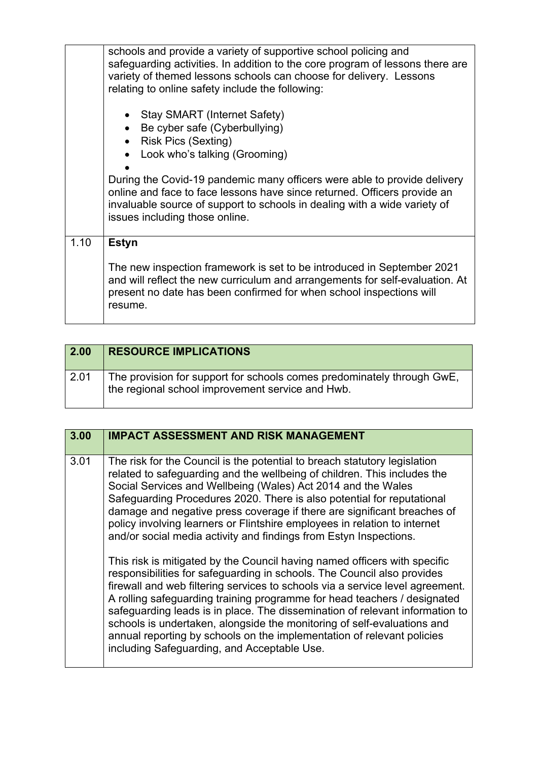| | |
|---|---|
| | schools and provide a variety of supportive school policing and safeguarding activities. In addition to the core program of lessons there are variety of themed lessons schools can choose for delivery. Lessons relating to online safety include the following:<br><br>• Stay SMART (Internet Safety)<br>• Be cyber safe (Cyberbullying)<br>• Risk Pics (Sexting)<br>• Look who's talking (Grooming)<br>•<br><br>During the Covid-19 pandemic many officers were able to provide delivery online and face to face lessons have since returned. Officers provide an invaluable source of support to schools in dealing with a wide variety of issues including those online. |
| 1.10 | **Estyn**<br><br>The new inspection framework is set to be introduced in September 2021 and will reflect the new curriculum and arrangements for self-evaluation. At present no date has been confirmed for when school inspections will resume. |

| 2.00 | RESOURCE IMPLICATIONS |
|---|---|
| 2.01 | The provision for support for schools comes predominately through GwE, the regional school improvement service and Hwb. |

| 3.00 | IMPACT ASSESSMENT AND RISK MANAGEMENT |
|---|---|
| 3.01 | The risk for the Council is the potential to breach statutory legislation related to safeguarding and the wellbeing of children. This includes the Social Services and Wellbeing (Wales) Act 2014 and the Wales Safeguarding Procedures 2020. There is also potential for reputational damage and negative press coverage if there are significant breaches of policy involving learners or Flintshire employees in relation to internet and/or social media activity and findings from Estyn Inspections.<br><br>This risk is mitigated by the Council having named officers with specific responsibilities for safeguarding in schools. The Council also provides firewall and web filtering services to schools via a service level agreement. A rolling safeguarding training programme for head teachers / designated safeguarding leads is in place. The dissemination of relevant information to schools is undertaken, alongside the monitoring of self-evaluations and annual reporting by schools on the implementation of relevant policies including Safeguarding, and Acceptable Use. |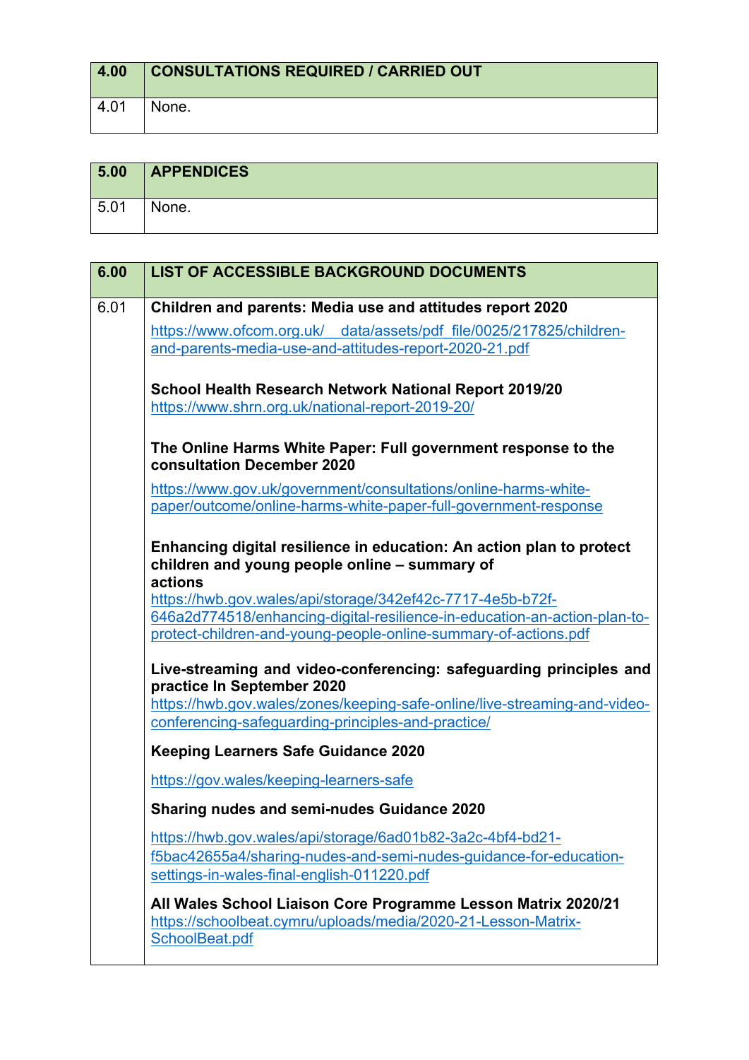| 4.00 | CONSULTATIONS REQUIRED / CARRIED OUT |
|---|---|
| 4.01 | None. |

| 5.00 | APPENDICES |
|---|---|
| 5.01 | None. |

| 6.00 | LIST OF ACCESSIBLE BACKGROUND DOCUMENTS |
|---|---|
| 6.01 | **Children and parents: Media use and attitudes report 2020**<br>https://www.ofcom.org.uk/__data/assets/pdf_file/0025/217825/children-and-parents-media-use-and-attitudes-report-2020-21.pdf<br><br>**School Health Research Network National Report 2019/20**<br>https://www.shrn.org.uk/national-report-2019-20/<br><br>**The Online Harms White Paper: Full government response to the consultation December 2020**<br>https://www.gov.uk/government/consultations/online-harms-white-paper/outcome/online-harms-white-paper-full-government-response<br><br>**Enhancing digital resilience in education: An action plan to protect children and young people online – summary of actions**<br>https://hwb.gov.wales/api/storage/342ef42c-7717-4e5b-b72f-646a2d774518/enhancing-digital-resilience-in-education-an-action-plan-to-protect-children-and-young-people-online-summary-of-actions.pdf<br><br>**Live-streaming and video-conferencing: safeguarding principles and practice In September 2020**<br>https://hwb.gov.wales/zones/keeping-safe-online/live-streaming-and-video-conferencing-safeguarding-principles-and-practice/<br><br>**Keeping Learners Safe Guidance 2020**<br>https://gov.wales/keeping-learners-safe<br><br>**Sharing nudes and semi-nudes Guidance 2020**<br>https://hwb.gov.wales/api/storage/6ad01b82-3a2c-4bf4-bd21-f5bac42655a4/sharing-nudes-and-semi-nudes-guidance-for-education-settings-in-wales-final-english-011220.pdf<br><br>**All Wales School Liaison Core Programme Lesson Matrix 2020/21**<br>https://schoolbeat.cymru/uploads/media/2020-21-Lesson-Matrix-SchoolBeat.pdf |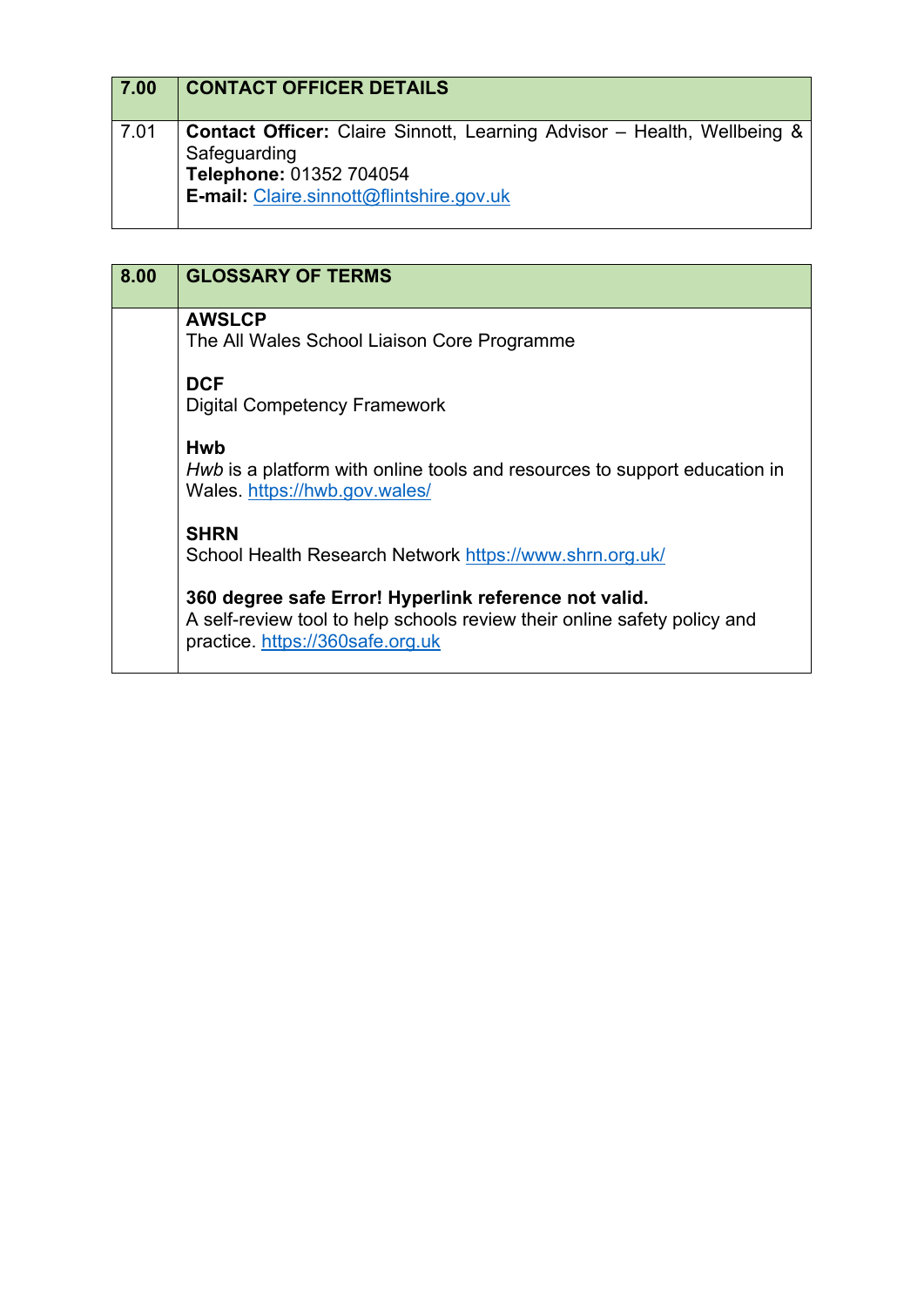| 7.00 | CONTACT OFFICER DETAILS |
|---|---|
| 7.01 | **Contact Officer:** Claire Sinnott, Learning Advisor – Health, Wellbeing & Safeguarding<br>**Telephone:** 01352 704054<br>**E-mail:** Claire.sinnott@flintshire.gov.uk |

| 8.00 | GLOSSARY OF TERMS |
|---|---|
| | **AWSLCP**<br>The All Wales School Liaison Core Programme<br><br>**DCF**<br>Digital Competency Framework<br><br>**Hwb**<br>*Hwb* is a platform with online tools and resources to support education in Wales. https://hwb.gov.wales/<br><br>**SHRN**<br>School Health Research Network https://www.shrn.org.uk/<br><br>**360 degree safe Error! Hyperlink reference not valid.**<br>A self-review tool to help schools review their online safety policy and practice. https://360safe.org.uk |